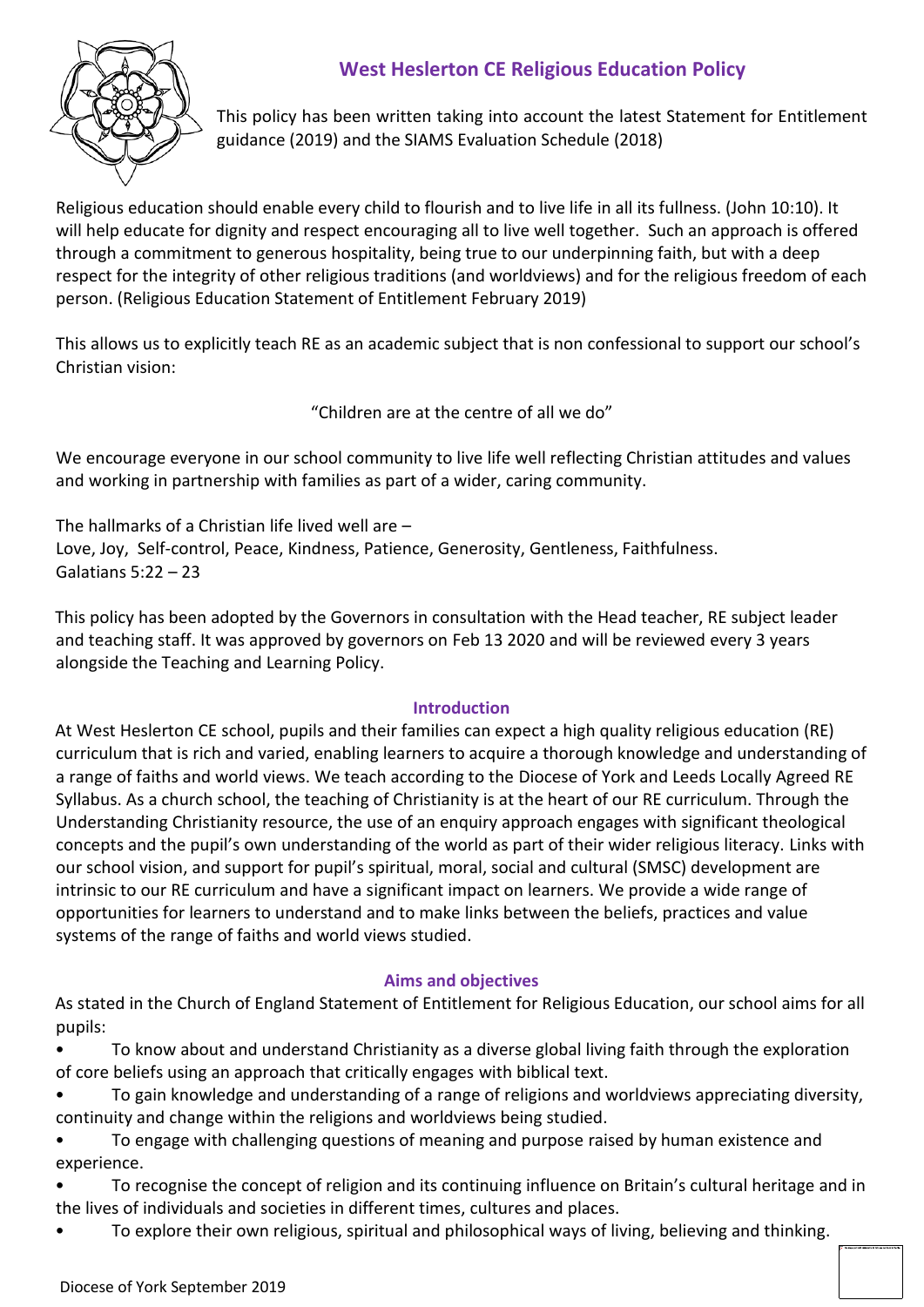# West Heslerton CE Religious Education Policy

This policy has been written taking into account the latest Statement for Entitlement guidance (2019) and the SIAMS Evaluation Schedule (2018)

Religious education should enable every child to flourish and to live life in all its fullness. (John 10:10). It will help educate for dignity and respect encouraging all to live well together. Such an approach is offered through a commitment to generous hospitality, being true to our underpinning faith, but with a deep respect for the integrity of other religious traditions (and worldviews) and for the religious freedom of each person. (Religious Education Statement of Entitlement February 2019)

This allows us to explicitly teach RE as an academic subject that is non confessional to support our school's Christian vision:

"Children are at the centre of all we do"

We encourage everyone in our school community to live life well reflecting Christian attitudes and values and working in partnership with families as part of a wider, caring community.

The hallmarks of a Christian life lived well are –
Love, Joy, Self-control, Peace, Kindness, Patience, Generosity, Gentleness, Faithfulness.
Galatians 5:22 – 23

This policy has been adopted by the Governors in consultation with the Head teacher, RE subject leader and teaching staff. It was approved by governors on Feb 13 2020 and will be reviewed every 3 years alongside the Teaching and Learning Policy.

## Introduction

At West Heslerton CE school, pupils and their families can expect a high quality religious education (RE) curriculum that is rich and varied, enabling learners to acquire a thorough knowledge and understanding of a range of faiths and world views. We teach according to the Diocese of York and Leeds Locally Agreed RE Syllabus. As a church school, the teaching of Christianity is at the heart of our RE curriculum. Through the Understanding Christianity resource, the use of an enquiry approach engages with significant theological concepts and the pupil's own understanding of the world as part of their wider religious literacy. Links with our school vision, and support for pupil's spiritual, moral, social and cultural (SMSC) development are intrinsic to our RE curriculum and have a significant impact on learners. We provide a wide range of opportunities for learners to understand and to make links between the beliefs, practices and value systems of the range of faiths and world views studied.

## Aims and objectives

As stated in the Church of England Statement of Entitlement for Religious Education, our school aims for all pupils:

- To know about and understand Christianity as a diverse global living faith through the exploration of core beliefs using an approach that critically engages with biblical text.
- To gain knowledge and understanding of a range of religions and worldviews appreciating diversity, continuity and change within the religions and worldviews being studied.
- To engage with challenging questions of meaning and purpose raised by human existence and experience.
- To recognise the concept of religion and its continuing influence on Britain's cultural heritage and in the lives of individuals and societies in different times, cultures and places.
- To explore their own religious, spiritual and philosophical ways of living, believing and thinking.

Diocese of York September 2019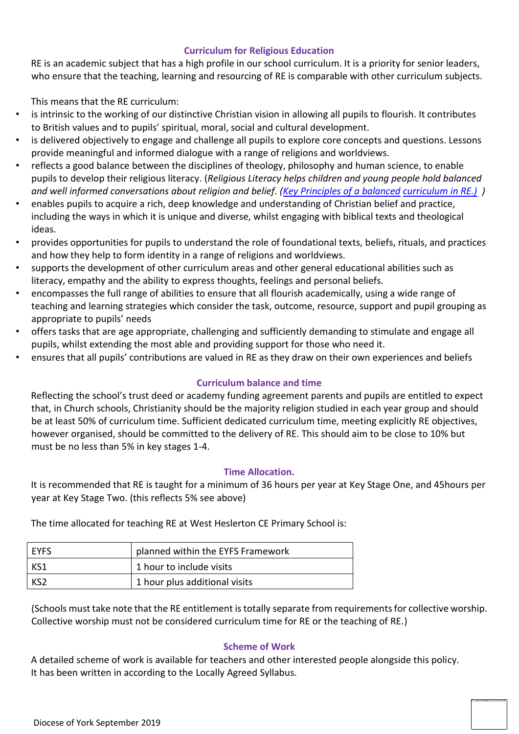## Curriculum for Religious Education

RE is an academic subject that has a high profile in our school curriculum. It is a priority for senior leaders, who ensure that the teaching, learning and resourcing of RE is comparable with other curriculum subjects.

This means that the RE curriculum:

- is intrinsic to the working of our distinctive Christian vision in allowing all pupils to flourish. It contributes to British values and to pupils' spiritual, moral, social and cultural development.
- is delivered objectively to engage and challenge all pupils to explore core concepts and questions. Lessons provide meaningful and informed dialogue with a range of religions and worldviews.
- reflects a good balance between the disciplines of theology, philosophy and human science, to enable pupils to develop their religious literacy. (*Religious Literacy helps children and young people hold balanced and well informed conversations about religion and belief. (Key Principles of a balanced curriculum in RE.)* )
- enables pupils to acquire a rich, deep knowledge and understanding of Christian belief and practice, including the ways in which it is unique and diverse, whilst engaging with biblical texts and theological ideas.
- provides opportunities for pupils to understand the role of foundational texts, beliefs, rituals, and practices and how they help to form identity in a range of religions and worldviews.
- supports the development of other curriculum areas and other general educational abilities such as literacy, empathy and the ability to express thoughts, feelings and personal beliefs.
- encompasses the full range of abilities to ensure that all flourish academically, using a wide range of teaching and learning strategies which consider the task, outcome, resource, support and pupil grouping as appropriate to pupils' needs
- offers tasks that are age appropriate, challenging and sufficiently demanding to stimulate and engage all pupils, whilst extending the most able and providing support for those who need it.
- ensures that all pupils' contributions are valued in RE as they draw on their own experiences and beliefs

## Curriculum balance and time

Reflecting the school's trust deed or academy funding agreement parents and pupils are entitled to expect that, in Church schools, Christianity should be the majority religion studied in each year group and should be at least 50% of curriculum time. Sufficient dedicated curriculum time, meeting explicitly RE objectives, however organised, should be committed to the delivery of RE. This should aim to be close to 10% but must be no less than 5% in key stages 1-4.

## Time Allocation.

It is recommended that RE is taught for a minimum of 36 hours per year at Key Stage One, and 45hours per year at Key Stage Two. (this reflects 5% see above)

The time allocated for teaching RE at West Heslerton CE Primary School is:

| EYFS | planned within the EYFS Framework |
|---|---|
| KS1 | 1 hour to include visits |
| KS2 | 1 hour plus additional visits |

(Schools must take note that the RE entitlement is totally separate from requirements for collective worship. Collective worship must not be considered curriculum time for RE or the teaching of RE.)

## Scheme of Work

A detailed scheme of work is available for teachers and other interested people alongside this policy. It has been written in according to the Locally Agreed Syllabus.

Diocese of York September 2019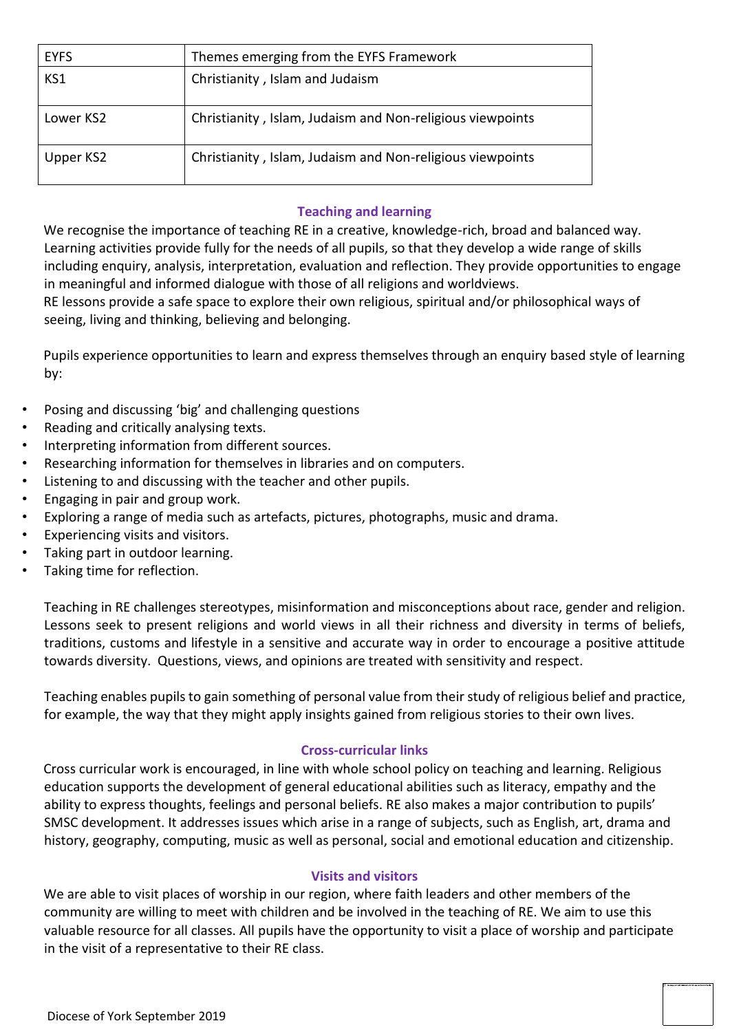| EYFS | Themes emerging from the EYFS Framework |
|---|---|
| KS1 | Christianity , Islam and Judaism |
| Lower KS2 | Christianity , Islam, Judaism and Non-religious viewpoints |
| Upper KS2 | Christianity , Islam, Judaism and Non-religious viewpoints |

## Teaching and learning

We recognise the importance of teaching RE in a creative, knowledge-rich, broad and balanced way. Learning activities provide fully for the needs of all pupils, so that they develop a wide range of skills including enquiry, analysis, interpretation, evaluation and reflection. They provide opportunities to engage in meaningful and informed dialogue with those of all religions and worldviews.
RE lessons provide a safe space to explore their own religious, spiritual and/or philosophical ways of seeing, living and thinking, believing and belonging.

Pupils experience opportunities to learn and express themselves through an enquiry based style of learning by:

- Posing and discussing 'big' and challenging questions
- Reading and critically analysing texts.
- Interpreting information from different sources.
- Researching information for themselves in libraries and on computers.
- Listening to and discussing with the teacher and other pupils.
- Engaging in pair and group work.
- Exploring a range of media such as artefacts, pictures, photographs, music and drama.
- Experiencing visits and visitors.
- Taking part in outdoor learning.
- Taking time for reflection.

Teaching in RE challenges stereotypes, misinformation and misconceptions about race, gender and religion. Lessons seek to present religions and world views in all their richness and diversity in terms of beliefs, traditions, customs and lifestyle in a sensitive and accurate way in order to encourage a positive attitude towards diversity. Questions, views, and opinions are treated with sensitivity and respect.

Teaching enables pupils to gain something of personal value from their study of religious belief and practice, for example, the way that they might apply insights gained from religious stories to their own lives.

## Cross-curricular links

Cross curricular work is encouraged, in line with whole school policy on teaching and learning. Religious education supports the development of general educational abilities such as literacy, empathy and the ability to express thoughts, feelings and personal beliefs. RE also makes a major contribution to pupils' SMSC development. It addresses issues which arise in a range of subjects, such as English, art, drama and history, geography, computing, music as well as personal, social and emotional education and citizenship.

## Visits and visitors

We are able to visit places of worship in our region, where faith leaders and other members of the community are willing to meet with children and be involved in the teaching of RE. We aim to use this valuable resource for all classes. All pupils have the opportunity to visit a place of worship and participate in the visit of a representative to their RE class.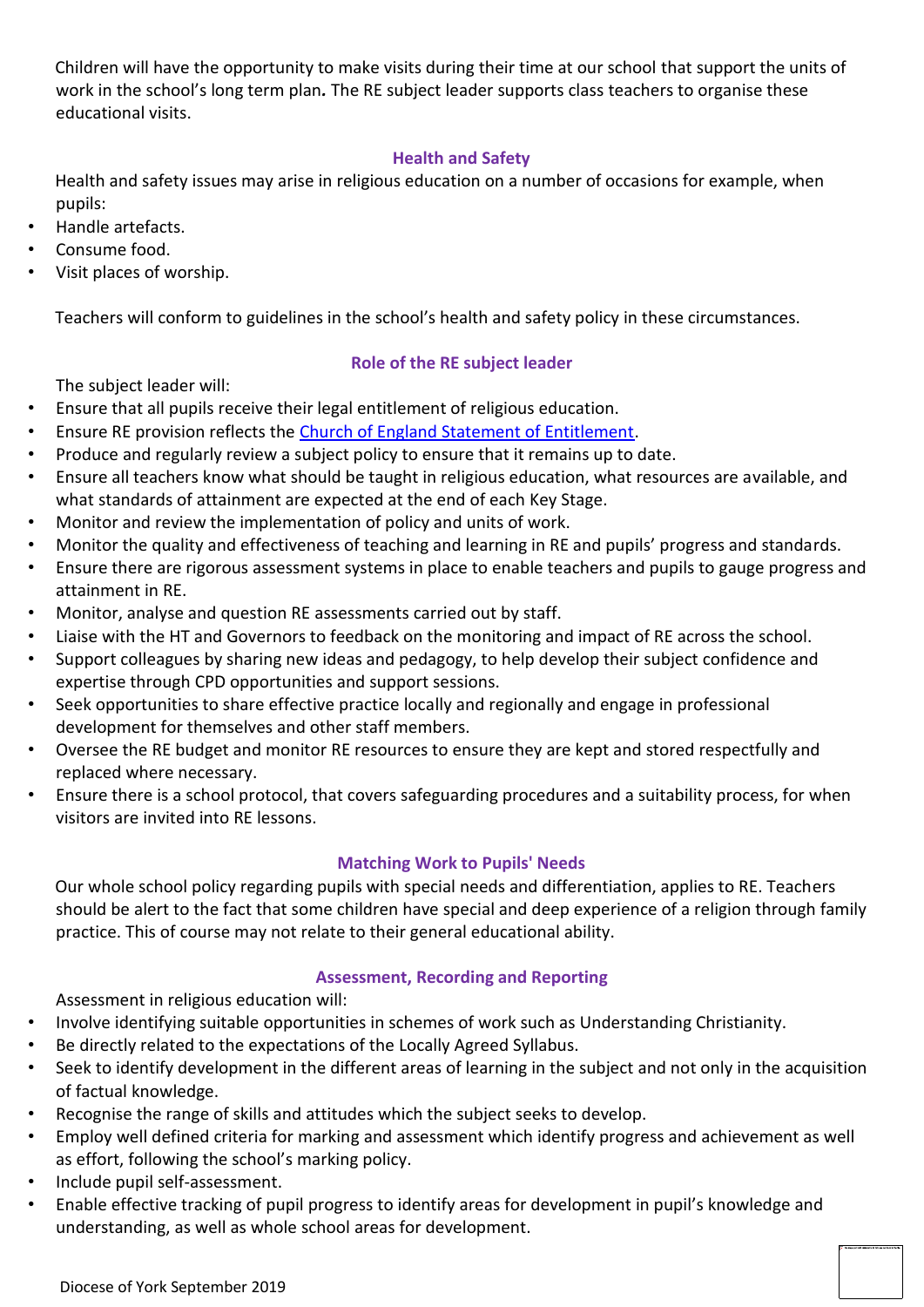Children will have the opportunity to make visits during their time at our school that support the units of work in the school's long term plan. The RE subject leader supports class teachers to organise these educational visits.

## Health and Safety

Health and safety issues may arise in religious education on a number of occasions for example, when pupils:

- Handle artefacts.
- Consume food.
- Visit places of worship.

Teachers will conform to guidelines in the school's health and safety policy in these circumstances.

## Role of the RE subject leader

The subject leader will:

- Ensure that all pupils receive their legal entitlement of religious education.
- Ensure RE provision reflects the [Church of England Statement of Entitlement](#).
- Produce and regularly review a subject policy to ensure that it remains up to date.
- Ensure all teachers know what should be taught in religious education, what resources are available, and what standards of attainment are expected at the end of each Key Stage.
- Monitor and review the implementation of policy and units of work.
- Monitor the quality and effectiveness of teaching and learning in RE and pupils' progress and standards.
- Ensure there are rigorous assessment systems in place to enable teachers and pupils to gauge progress and attainment in RE.
- Monitor, analyse and question RE assessments carried out by staff.
- Liaise with the HT and Governors to feedback on the monitoring and impact of RE across the school.
- Support colleagues by sharing new ideas and pedagogy, to help develop their subject confidence and expertise through CPD opportunities and support sessions.
- Seek opportunities to share effective practice locally and regionally and engage in professional development for themselves and other staff members.
- Oversee the RE budget and monitor RE resources to ensure they are kept and stored respectfully and replaced where necessary.
- Ensure there is a school protocol, that covers safeguarding procedures and a suitability process, for when visitors are invited into RE lessons.

## Matching Work to Pupils' Needs

Our whole school policy regarding pupils with special needs and differentiation, applies to RE. Teachers should be alert to the fact that some children have special and deep experience of a religion through family practice. This of course may not relate to their general educational ability.

## Assessment, Recording and Reporting

Assessment in religious education will:

- Involve identifying suitable opportunities in schemes of work such as Understanding Christianity.
- Be directly related to the expectations of the Locally Agreed Syllabus.
- Seek to identify development in the different areas of learning in the subject and not only in the acquisition of factual knowledge.
- Recognise the range of skills and attitudes which the subject seeks to develop.
- Employ well defined criteria for marking and assessment which identify progress and achievement as well as effort, following the school's marking policy.
- Include pupil self-assessment.
- Enable effective tracking of pupil progress to identify areas for development in pupil's knowledge and understanding, as well as whole school areas for development.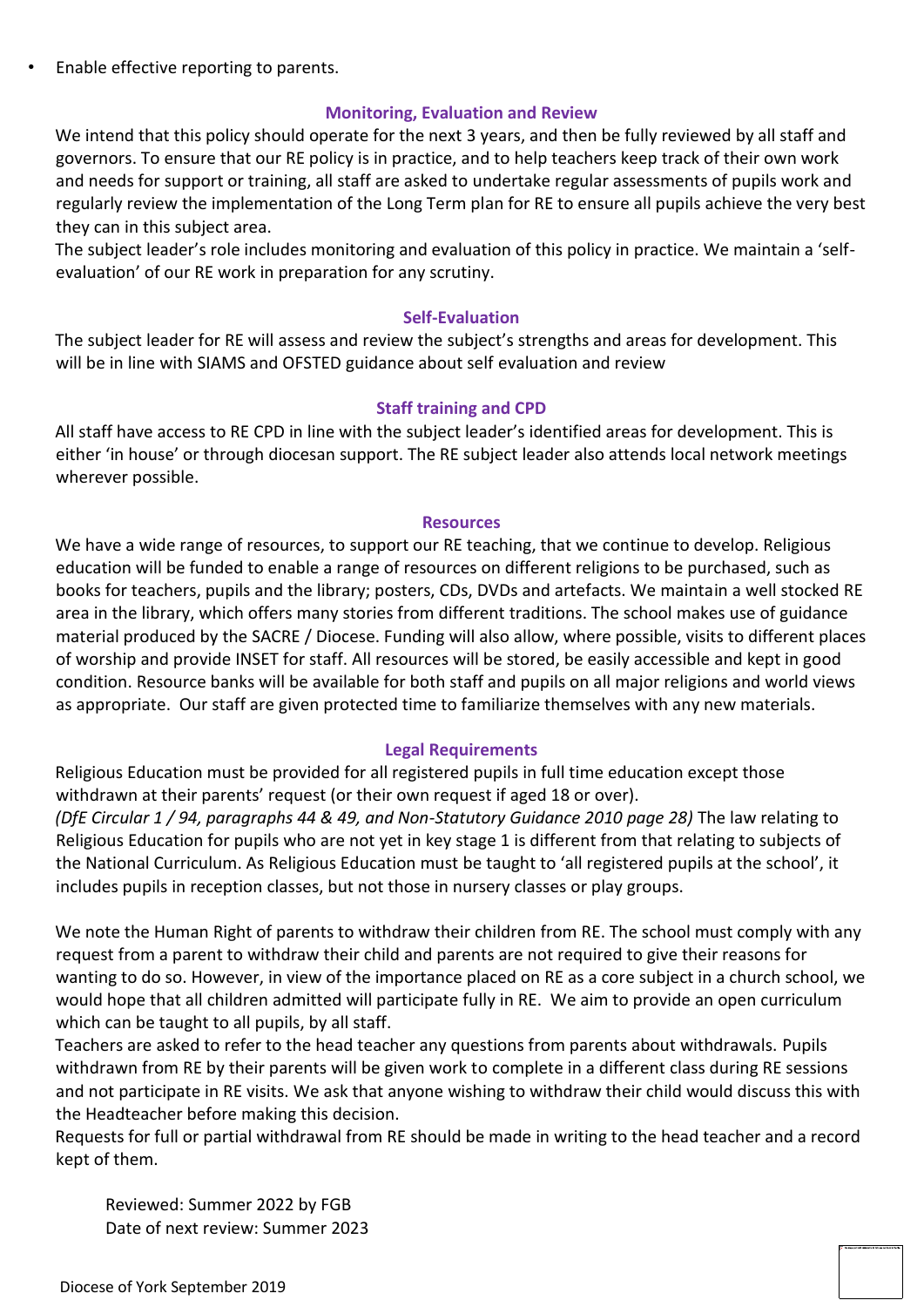- Enable effective reporting to parents.

## Monitoring, Evaluation and Review

We intend that this policy should operate for the next 3 years, and then be fully reviewed by all staff and governors. To ensure that our RE policy is in practice, and to help teachers keep track of their own work and needs for support or training, all staff are asked to undertake regular assessments of pupils work and regularly review the implementation of the Long Term plan for RE to ensure all pupils achieve the very best they can in this subject area.

The subject leader's role includes monitoring and evaluation of this policy in practice. We maintain a 'self-evaluation' of our RE work in preparation for any scrutiny.

## Self-Evaluation

The subject leader for RE will assess and review the subject's strengths and areas for development. This will be in line with SIAMS and OFSTED guidance about self evaluation and review

## Staff training and CPD

All staff have access to RE CPD in line with the subject leader's identified areas for development. This is either 'in house' or through diocesan support. The RE subject leader also attends local network meetings wherever possible.

## Resources

We have a wide range of resources, to support our RE teaching, that we continue to develop. Religious education will be funded to enable a range of resources on different religions to be purchased, such as books for teachers, pupils and the library; posters, CDs, DVDs and artefacts. We maintain a well stocked RE area in the library, which offers many stories from different traditions. The school makes use of guidance material produced by the SACRE / Diocese. Funding will also allow, where possible, visits to different places of worship and provide INSET for staff. All resources will be stored, be easily accessible and kept in good condition. Resource banks will be available for both staff and pupils on all major religions and world views as appropriate. Our staff are given protected time to familiarize themselves with any new materials.

## Legal Requirements

Religious Education must be provided for all registered pupils in full time education except those withdrawn at their parents' request (or their own request if aged 18 or over).

*(DfE Circular 1 / 94, paragraphs 44 & 49, and Non-Statutory Guidance 2010 page 28)* The law relating to Religious Education for pupils who are not yet in key stage 1 is different from that relating to subjects of the National Curriculum. As Religious Education must be taught to 'all registered pupils at the school', it includes pupils in reception classes, but not those in nursery classes or play groups.

We note the Human Right of parents to withdraw their children from RE. The school must comply with any request from a parent to withdraw their child and parents are not required to give their reasons for wanting to do so. However, in view of the importance placed on RE as a core subject in a church school, we would hope that all children admitted will participate fully in RE. We aim to provide an open curriculum which can be taught to all pupils, by all staff.

Teachers are asked to refer to the head teacher any questions from parents about withdrawals. Pupils withdrawn from RE by their parents will be given work to complete in a different class during RE sessions and not participate in RE visits. We ask that anyone wishing to withdraw their child would discuss this with the Headteacher before making this decision.

Requests for full or partial withdrawal from RE should be made in writing to the head teacher and a record kept of them.

Reviewed: Summer 2022 by FGB
Date of next review: Summer 2023

Diocese of York September 2019